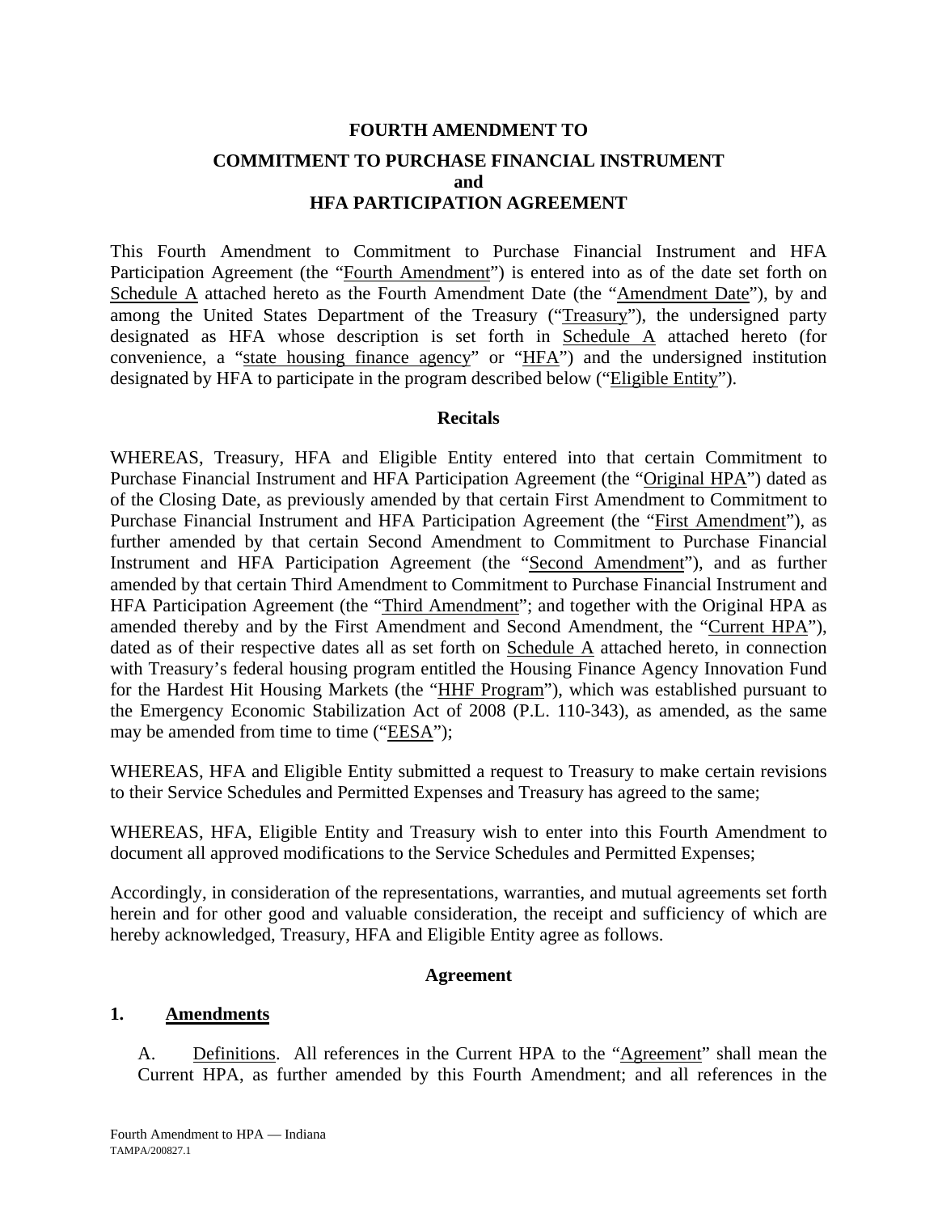**FOURTH AMENDMENT TO**

**COMMITMENT TO PURCHASE FINANCIAL INSTRUMENT**
**and**
**HFA PARTICIPATION AGREEMENT**

This Fourth Amendment to Commitment to Purchase Financial Instrument and HFA Participation Agreement (the "Fourth Amendment") is entered into as of the date set forth on Schedule A attached hereto as the Fourth Amendment Date (the "Amendment Date"), by and among the United States Department of the Treasury ("Treasury"), the undersigned party designated as HFA whose description is set forth in Schedule A attached hereto (for convenience, a "state housing finance agency" or "HFA") and the undersigned institution designated by HFA to participate in the program described below ("Eligible Entity").

**Recitals**

WHEREAS, Treasury, HFA and Eligible Entity entered into that certain Commitment to Purchase Financial Instrument and HFA Participation Agreement (the "Original HPA") dated as of the Closing Date, as previously amended by that certain First Amendment to Commitment to Purchase Financial Instrument and HFA Participation Agreement (the "First Amendment"), as further amended by that certain Second Amendment to Commitment to Purchase Financial Instrument and HFA Participation Agreement (the "Second Amendment"), and as further amended by that certain Third Amendment to Commitment to Purchase Financial Instrument and HFA Participation Agreement (the "Third Amendment"; and together with the Original HPA as amended thereby and by the First Amendment and Second Amendment, the "Current HPA"), dated as of their respective dates all as set forth on Schedule A attached hereto, in connection with Treasury's federal housing program entitled the Housing Finance Agency Innovation Fund for the Hardest Hit Housing Markets (the "HHF Program"), which was established pursuant to the Emergency Economic Stabilization Act of 2008 (P.L. 110-343), as amended, as the same may be amended from time to time ("EESA");

WHEREAS, HFA and Eligible Entity submitted a request to Treasury to make certain revisions to their Service Schedules and Permitted Expenses and Treasury has agreed to the same;

WHEREAS, HFA, Eligible Entity and Treasury wish to enter into this Fourth Amendment to document all approved modifications to the Service Schedules and Permitted Expenses;

Accordingly, in consideration of the representations, warranties, and mutual agreements set forth herein and for other good and valuable consideration, the receipt and sufficiency of which are hereby acknowledged, Treasury, HFA and Eligible Entity agree as follows.

**Agreement**

## 1. Amendments

A. Definitions. All references in the Current HPA to the "Agreement" shall mean the Current HPA, as further amended by this Fourth Amendment; and all references in the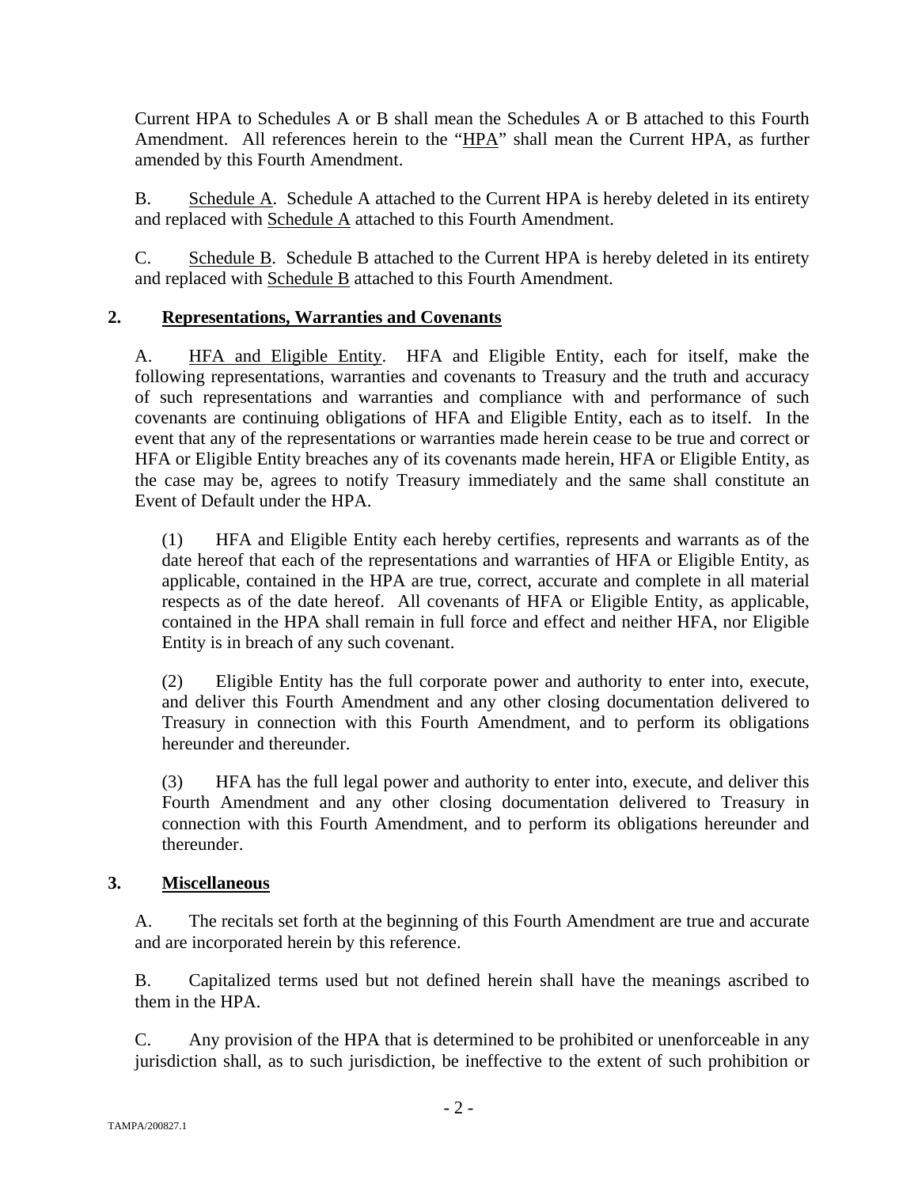Current HPA to Schedules A or B shall mean the Schedules A or B attached to this Fourth Amendment. All references herein to the "HPA" shall mean the Current HPA, as further amended by this Fourth Amendment.

B. Schedule A. Schedule A attached to the Current HPA is hereby deleted in its entirety and replaced with Schedule A attached to this Fourth Amendment.

C. Schedule B. Schedule B attached to the Current HPA is hereby deleted in its entirety and replaced with Schedule B attached to this Fourth Amendment.

## 2. Representations, Warranties and Covenants

A. HFA and Eligible Entity. HFA and Eligible Entity, each for itself, make the following representations, warranties and covenants to Treasury and the truth and accuracy of such representations and warranties and compliance with and performance of such covenants are continuing obligations of HFA and Eligible Entity, each as to itself. In the event that any of the representations or warranties made herein cease to be true and correct or HFA or Eligible Entity breaches any of its covenants made herein, HFA or Eligible Entity, as the case may be, agrees to notify Treasury immediately and the same shall constitute an Event of Default under the HPA.

(1) HFA and Eligible Entity each hereby certifies, represents and warrants as of the date hereof that each of the representations and warranties of HFA or Eligible Entity, as applicable, contained in the HPA are true, correct, accurate and complete in all material respects as of the date hereof. All covenants of HFA or Eligible Entity, as applicable, contained in the HPA shall remain in full force and effect and neither HFA, nor Eligible Entity is in breach of any such covenant.

(2) Eligible Entity has the full corporate power and authority to enter into, execute, and deliver this Fourth Amendment and any other closing documentation delivered to Treasury in connection with this Fourth Amendment, and to perform its obligations hereunder and thereunder.

(3) HFA has the full legal power and authority to enter into, execute, and deliver this Fourth Amendment and any other closing documentation delivered to Treasury in connection with this Fourth Amendment, and to perform its obligations hereunder and thereunder.

## 3. Miscellaneous

A. The recitals set forth at the beginning of this Fourth Amendment are true and accurate and are incorporated herein by this reference.

B. Capitalized terms used but not defined herein shall have the meanings ascribed to them in the HPA.

C. Any provision of the HPA that is determined to be prohibited or unenforceable in any jurisdiction shall, as to such jurisdiction, be ineffective to the extent of such prohibition or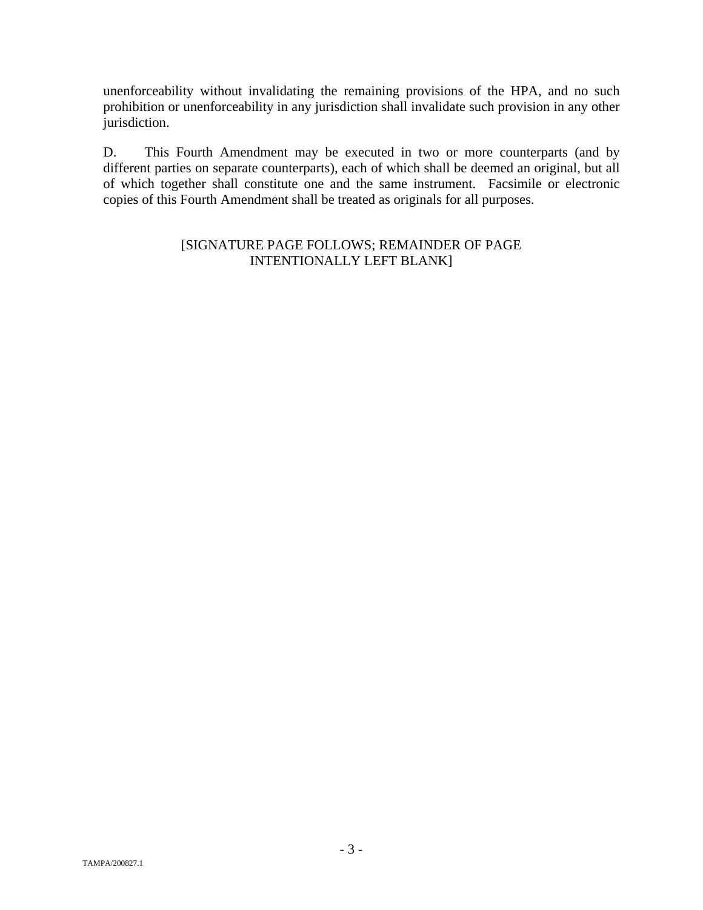unenforceability without invalidating the remaining provisions of the HPA, and no such prohibition or unenforceability in any jurisdiction shall invalidate such provision in any other jurisdiction.

D. This Fourth Amendment may be executed in two or more counterparts (and by different parties on separate counterparts), each of which shall be deemed an original, but all of which together shall constitute one and the same instrument. Facsimile or electronic copies of this Fourth Amendment shall be treated as originals for all purposes.

[SIGNATURE PAGE FOLLOWS; REMAINDER OF PAGE INTENTIONALLY LEFT BLANK]

TAMPA/200827.1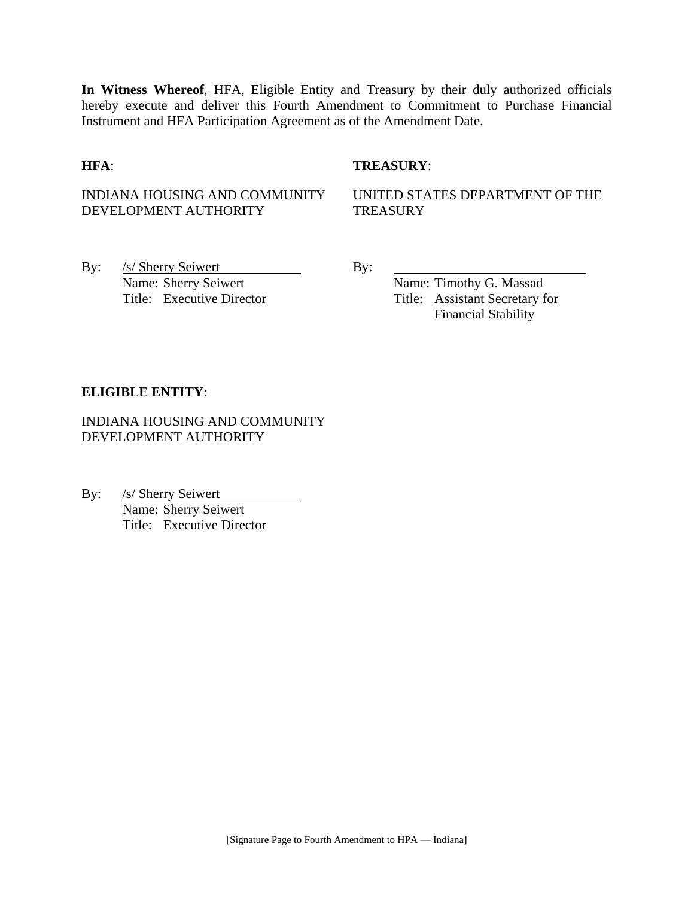**In Witness Whereof**, HFA, Eligible Entity and Treasury by their duly authorized officials hereby execute and deliver this Fourth Amendment to Commitment to Purchase Financial Instrument and HFA Participation Agreement as of the Amendment Date.

**HFA**:

INDIANA HOUSING AND COMMUNITY DEVELOPMENT AUTHORITY

By: /s/ Sherry Seiwert
Name: Sherry Seiwert
Title: Executive Director

**TREASURY**:

UNITED STATES DEPARTMENT OF THE TREASURY

By: ____________________________
Name: Timothy G. Massad
Title: Assistant Secretary for Financial Stability

**ELIGIBLE ENTITY**:

INDIANA HOUSING AND COMMUNITY DEVELOPMENT AUTHORITY

By: /s/ Sherry Seiwert
Name: Sherry Seiwert
Title: Executive Director

[Signature Page to Fourth Amendment to HPA — Indiana]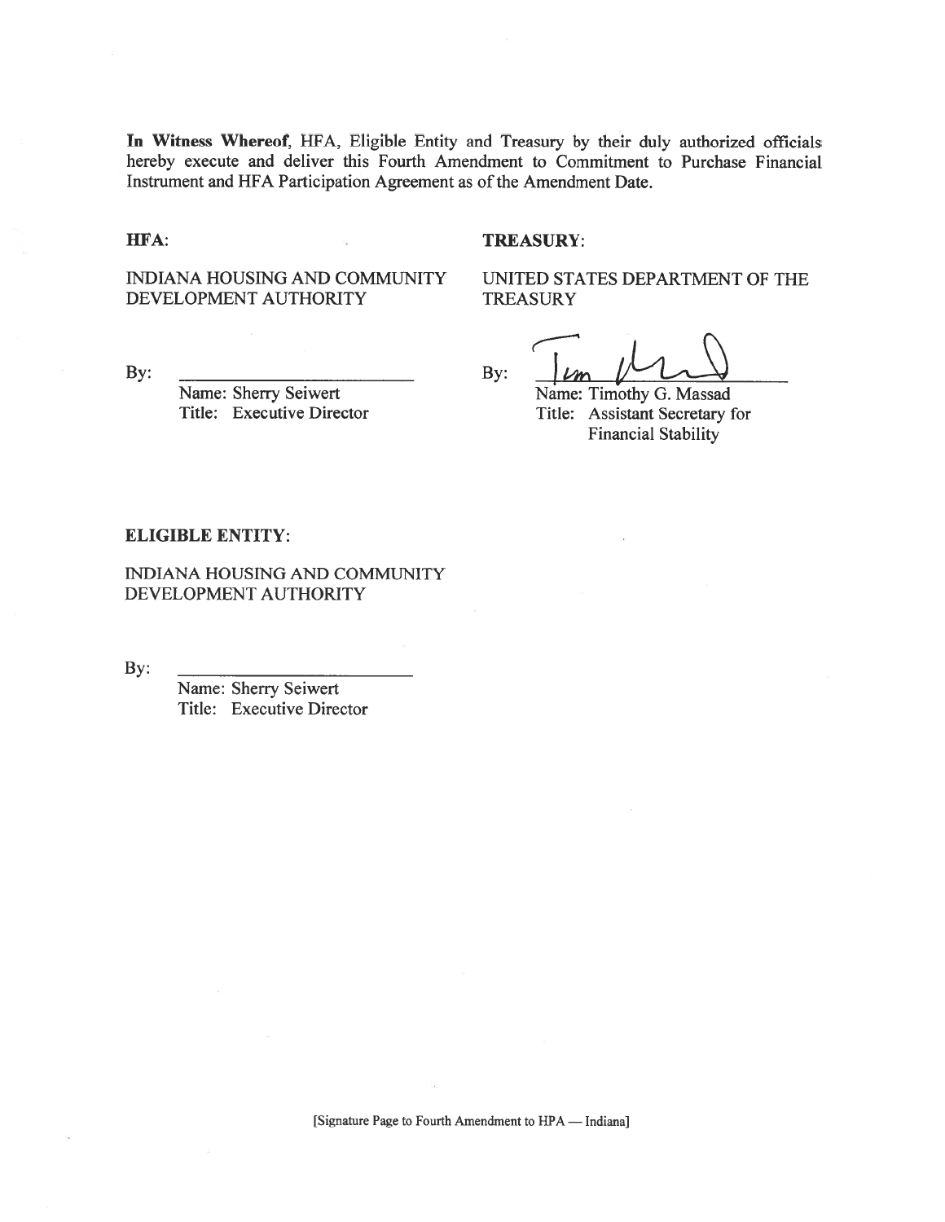**In Witness Whereof**, HFA, Eligible Entity and Treasury by their duly authorized officials hereby execute and deliver this Fourth Amendment to Commitment to Purchase Financial Instrument and HFA Participation Agreement as of the Amendment Date.

**HFA:**

INDIANA HOUSING AND COMMUNITY DEVELOPMENT AUTHORITY

By: \_\_\_\_\_\_\_\_\_\_\_\_\_\_\_\_\_\_\_\_\_\_\_\_\_

Name: Sherry Seiwert
Title: Executive Director

**TREASURY:**

UNITED STATES DEPARTMENT OF THE TREASURY

By: \_\_\_\_\_\_\_\_\_\_\_\_\_\_\_\_\_\_\_\_\_\_\_\_\_

Name: Timothy G. Massad
Title: Assistant Secretary for Financial Stability

**ELIGIBLE ENTITY:**

INDIANA HOUSING AND COMMUNITY DEVELOPMENT AUTHORITY

By: \_\_\_\_\_\_\_\_\_\_\_\_\_\_\_\_\_\_\_\_\_\_\_\_\_

Name: Sherry Seiwert
Title: Executive Director

[Signature Page to Fourth Amendment to HPA — Indiana]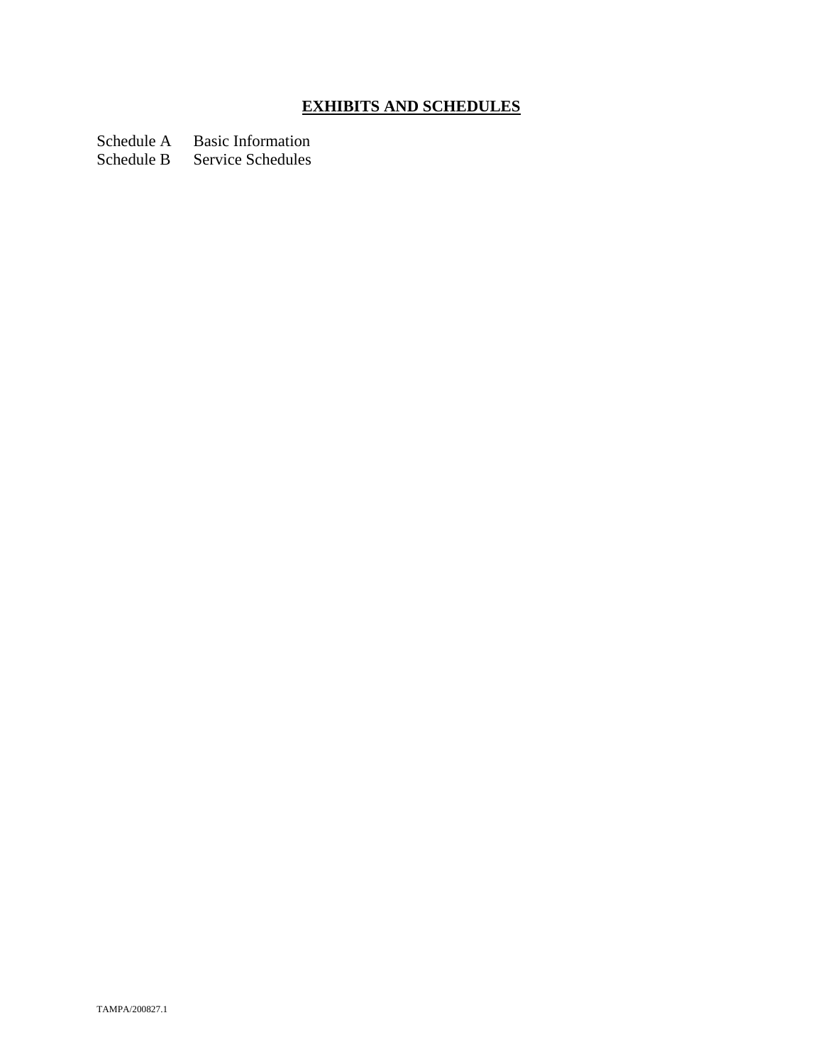# **EXHIBITS AND SCHEDULES**

Schedule A Basic Information
Schedule B Service Schedules

TAMPA/200827.1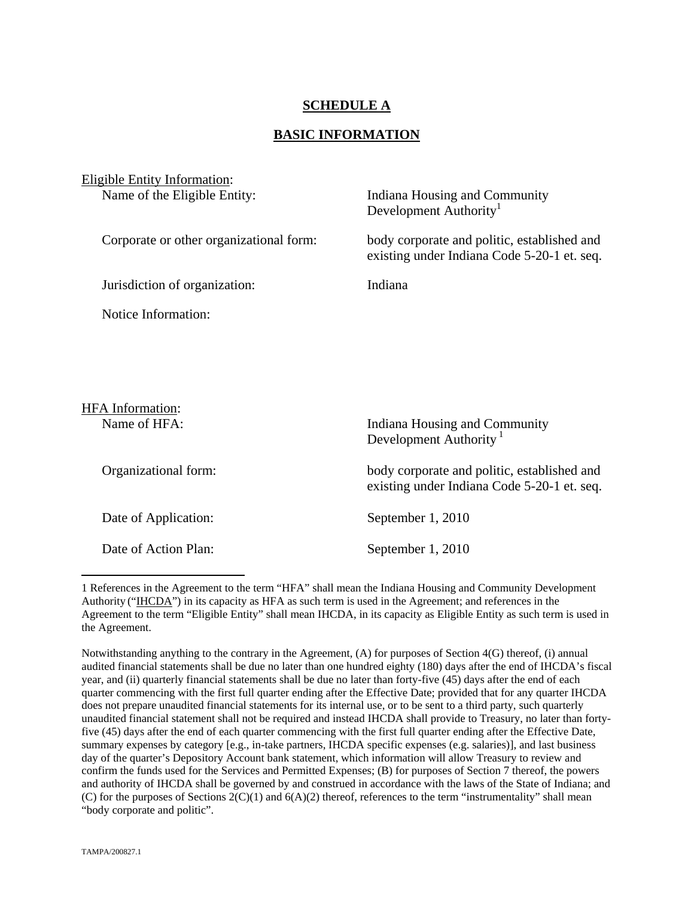# SCHEDULE A

## BASIC INFORMATION

Eligible Entity Information:

| | |
|---|---|
| Name of the Eligible Entity: | Indiana Housing and Community Development Authority[1] |
| Corporate or other organizational form: | body corporate and politic, established and existing under Indiana Code 5-20-1 et. seq. |
| Jurisdiction of organization: | Indiana |
| Notice Information: | |

HFA Information:

| | |
|---|---|
| Name of HFA: | Indiana Housing and Community Development Authority [1] |
| Organizational form: | body corporate and politic, established and existing under Indiana Code 5-20-1 et. seq. |
| Date of Application: | September 1, 2010 |
| Date of Action Plan: | September 1, 2010 |

---

1 References in the Agreement to the term "HFA" shall mean the Indiana Housing and Community Development Authority ("IHCDA") in its capacity as HFA as such term is used in the Agreement; and references in the Agreement to the term "Eligible Entity" shall mean IHCDA, in its capacity as Eligible Entity as such term is used in the Agreement.

Notwithstanding anything to the contrary in the Agreement, (A) for purposes of Section 4(G) thereof, (i) annual audited financial statements shall be due no later than one hundred eighty (180) days after the end of IHCDA's fiscal year, and (ii) quarterly financial statements shall be due no later than forty-five (45) days after the end of each quarter commencing with the first full quarter ending after the Effective Date; provided that for any quarter IHCDA does not prepare unaudited financial statements for its internal use, or to be sent to a third party, such quarterly unaudited financial statement shall not be required and instead IHCDA shall provide to Treasury, no later than forty-five (45) days after the end of each quarter commencing with the first full quarter ending after the Effective Date, summary expenses by category [e.g., in-take partners, IHCDA specific expenses (e.g. salaries)], and last business day of the quarter's Depository Account bank statement, which information will allow Treasury to review and confirm the funds used for the Services and Permitted Expenses; (B) for purposes of Section 7 thereof, the powers and authority of IHCDA shall be governed by and construed in accordance with the laws of the State of Indiana; and (C) for the purposes of Sections 2(C)(1) and 6(A)(2) thereof, references to the term "instrumentality" shall mean "body corporate and politic".

TAMPA/200827.1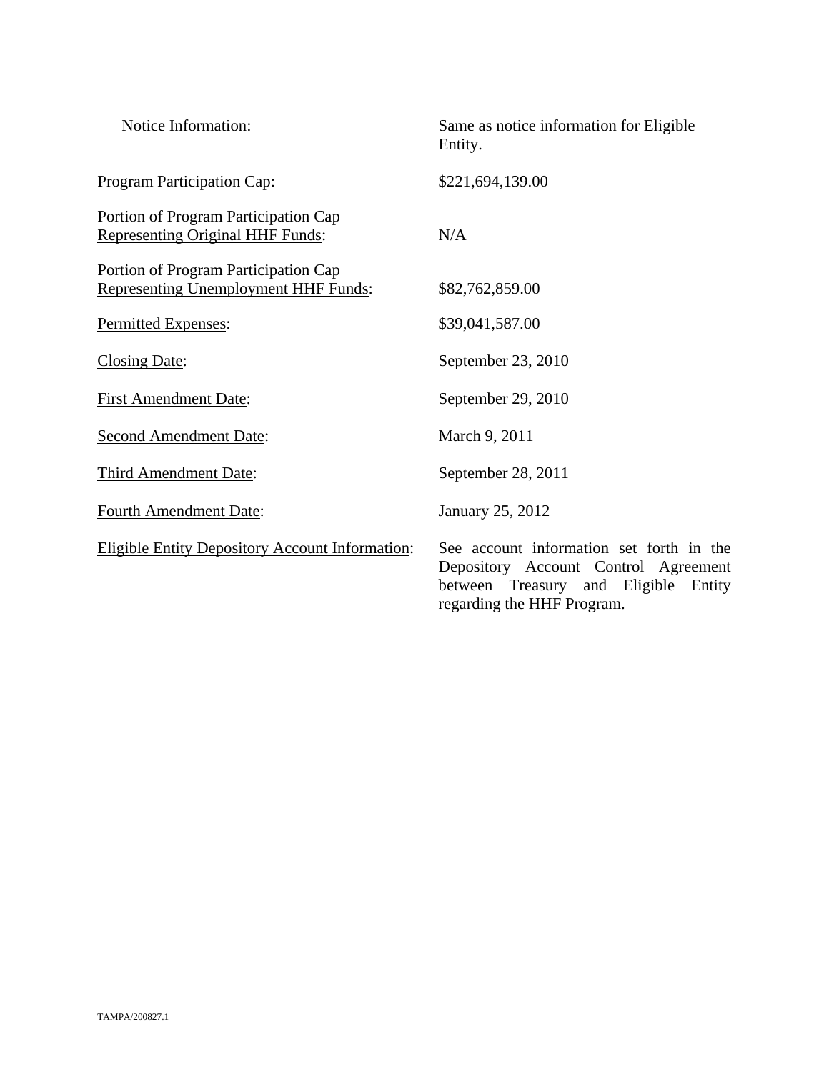| | |
|---|---|
| Notice Information: | Same as notice information for Eligible Entity. |
| Program Participation Cap: | $221,694,139.00 |
| Portion of Program Participation Cap Representing Original HHF Funds: | N/A |
| Portion of Program Participation Cap Representing Unemployment HHF Funds: | $82,762,859.00 |
| Permitted Expenses: | $39,041,587.00 |
| Closing Date: | September 23, 2010 |
| First Amendment Date: | September 29, 2010 |
| Second Amendment Date: | March 9, 2011 |
| Third Amendment Date: | September 28, 2011 |
| Fourth Amendment Date: | January 25, 2012 |
| Eligible Entity Depository Account Information: | See account information set forth in the Depository Account Control Agreement between Treasury and Eligible Entity regarding the HHF Program. |

TAMPA/200827.1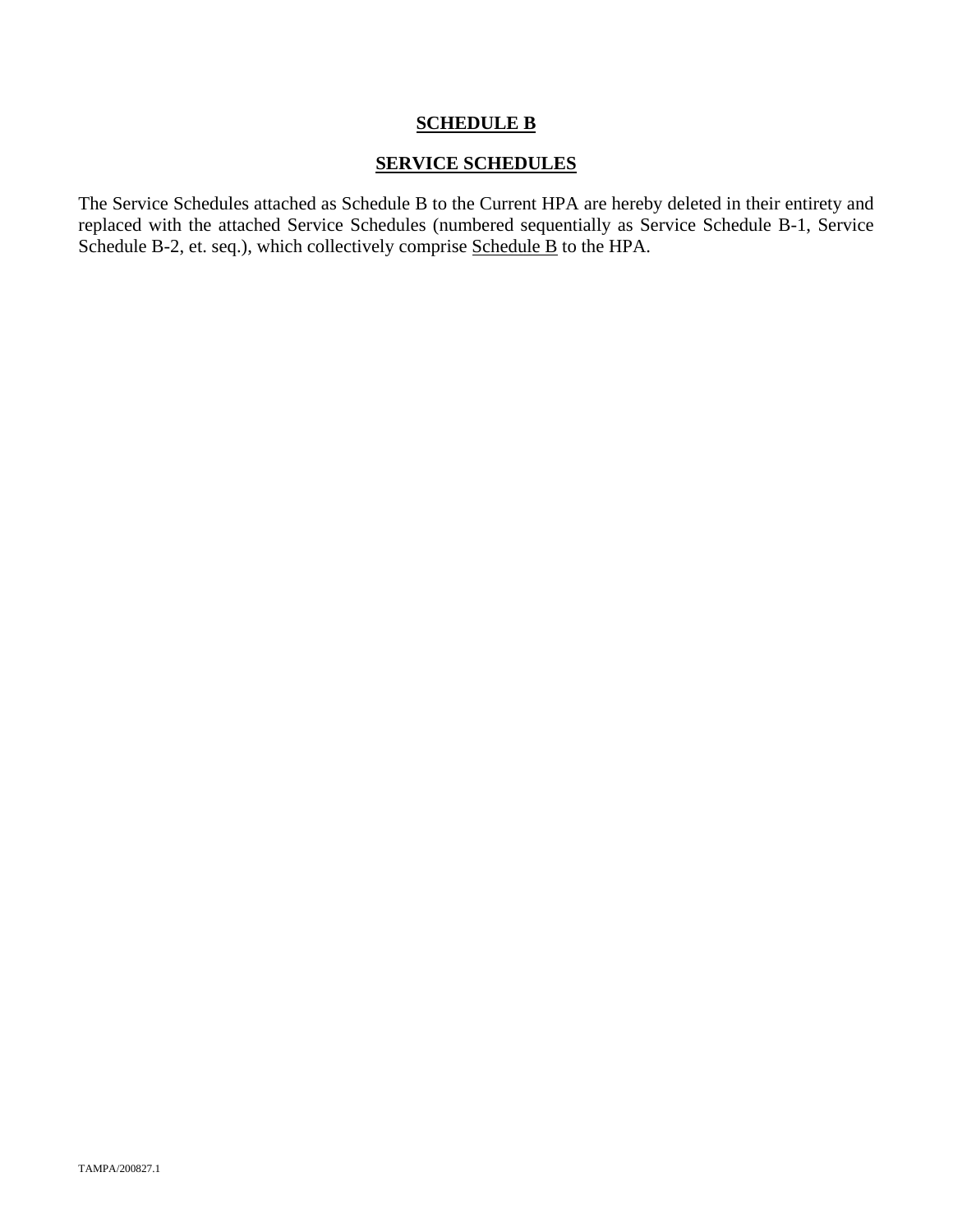# SCHEDULE B

## SERVICE SCHEDULES

The Service Schedules attached as Schedule B to the Current HPA are hereby deleted in their entirety and replaced with the attached Service Schedules (numbered sequentially as Service Schedule B-1, Service Schedule B-2, et. seq.), which collectively comprise Schedule B to the HPA.

TAMPA/200827.1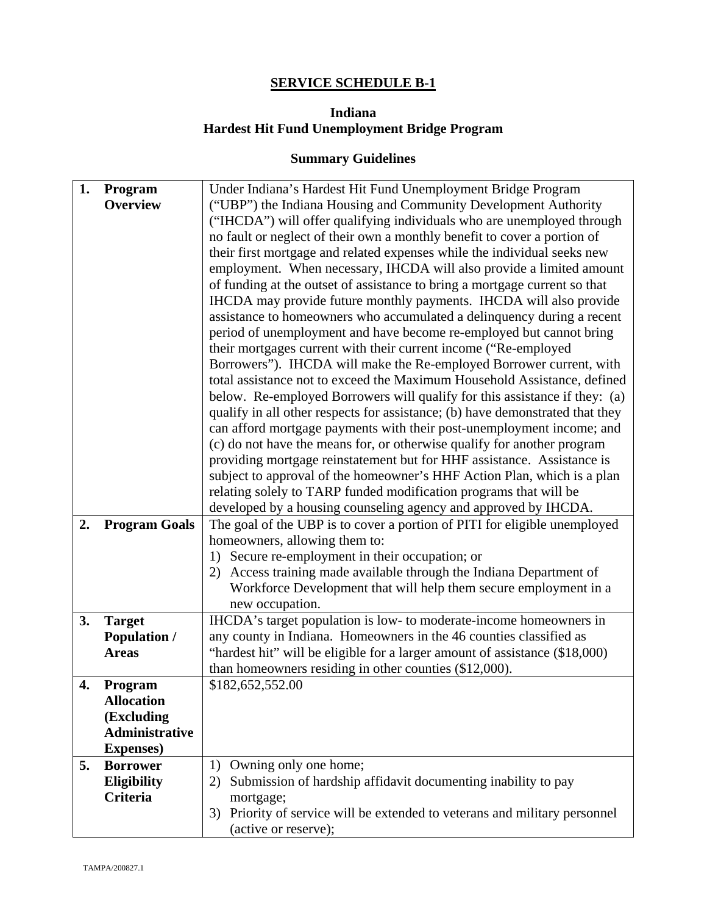## SERVICE SCHEDULE B-1

### Indiana
### Hardest Hit Fund Unemployment Bridge Program

### Summary Guidelines

| | | |
|---|---|---|
| **1.** | **Program Overview** | Under Indiana's Hardest Hit Fund Unemployment Bridge Program ("UBP") the Indiana Housing and Community Development Authority ("IHCDA") will offer qualifying individuals who are unemployed through no fault or neglect of their own a monthly benefit to cover a portion of their first mortgage and related expenses while the individual seeks new employment. When necessary, IHCDA will also provide a limited amount of funding at the outset of assistance to bring a mortgage current so that IHCDA may provide future monthly payments. IHCDA will also provide assistance to homeowners who accumulated a delinquency during a recent period of unemployment and have become re-employed but cannot bring their mortgages current with their current income ("Re-employed Borrowers"). IHCDA will make the Re-employed Borrower current, with total assistance not to exceed the Maximum Household Assistance, defined below. Re-employed Borrowers will qualify for this assistance if they: (a) qualify in all other respects for assistance; (b) have demonstrated that they can afford mortgage payments with their post-unemployment income; and (c) do not have the means for, or otherwise qualify for another program providing mortgage reinstatement but for HHF assistance. Assistance is subject to approval of the homeowner's HHF Action Plan, which is a plan relating solely to TARP funded modification programs that will be developed by a housing counseling agency and approved by IHCDA. |
| **2.** | **Program Goals** | The goal of the UBP is to cover a portion of PITI for eligible unemployed homeowners, allowing them to:<br>1) Secure re-employment in their occupation; or<br>2) Access training made available through the Indiana Department of Workforce Development that will help them secure employment in a new occupation. |
| **3.** | **Target Population / Areas** | IHCDA's target population is low- to moderate-income homeowners in any county in Indiana. Homeowners in the 46 counties classified as "hardest hit" will be eligible for a larger amount of assistance ($18,000) than homeowners residing in other counties ($12,000). |
| **4.** | **Program Allocation (Excluding Administrative Expenses)** | $182,652,552.00 |
| **5.** | **Borrower Eligibility Criteria** | 1) Owning only one home;<br>2) Submission of hardship affidavit documenting inability to pay mortgage;<br>3) Priority of service will be extended to veterans and military personnel (active or reserve); |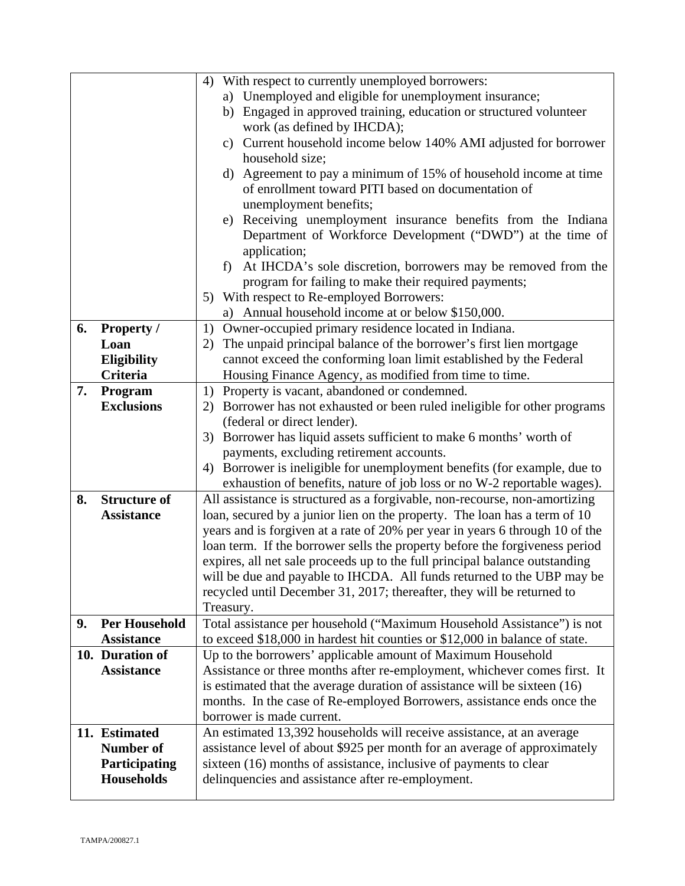| | |
|---|---|
| | 4) With respect to currently unemployed borrowers:<br>a) Unemployed and eligible for unemployment insurance;<br>b) Engaged in approved training, education or structured volunteer work (as defined by IHCDA);<br>c) Current household income below 140% AMI adjusted for borrower household size;<br>d) Agreement to pay a minimum of 15% of household income at time of enrollment toward PITI based on documentation of unemployment benefits;<br>e) Receiving unemployment insurance benefits from the Indiana Department of Workforce Development ("DWD") at the time of application;<br>f) At IHCDA's sole discretion, borrowers may be removed from the program for failing to make their required payments;<br>5) With respect to Re-employed Borrowers:<br>a) Annual household income at or below \$150,000. |
| **6. Property / Loan Eligibility Criteria** | 1) Owner-occupied primary residence located in Indiana.<br>2) The unpaid principal balance of the borrower's first lien mortgage cannot exceed the conforming loan limit established by the Federal Housing Finance Agency, as modified from time to time. |
| **7. Program Exclusions** | 1) Property is vacant, abandoned or condemned.<br>2) Borrower has not exhausted or been ruled ineligible for other programs (federal or direct lender).<br>3) Borrower has liquid assets sufficient to make 6 months' worth of payments, excluding retirement accounts.<br>4) Borrower is ineligible for unemployment benefits (for example, due to exhaustion of benefits, nature of job loss or no W-2 reportable wages). |
| **8. Structure of Assistance** | All assistance is structured as a forgivable, non-recourse, non-amortizing loan, secured by a junior lien on the property. The loan has a term of 10 years and is forgiven at a rate of 20% per year in years 6 through 10 of the loan term. If the borrower sells the property before the forgiveness period expires, all net sale proceeds up to the full principal balance outstanding will be due and payable to IHCDA. All funds returned to the UBP may be recycled until December 31, 2017; thereafter, they will be returned to Treasury. |
| **9. Per Household Assistance** | Total assistance per household ("Maximum Household Assistance") is not to exceed \$18,000 in hardest hit counties or \$12,000 in balance of state. |
| **10. Duration of Assistance** | Up to the borrowers' applicable amount of Maximum Household Assistance or three months after re-employment, whichever comes first. It is estimated that the average duration of assistance will be sixteen (16) months. In the case of Re-employed Borrowers, assistance ends once the borrower is made current. |
| **11. Estimated Number of Participating Households** | An estimated 13,392 households will receive assistance, at an average assistance level of about \$925 per month for an average of approximately sixteen (16) months of assistance, inclusive of payments to clear delinquencies and assistance after re-employment. |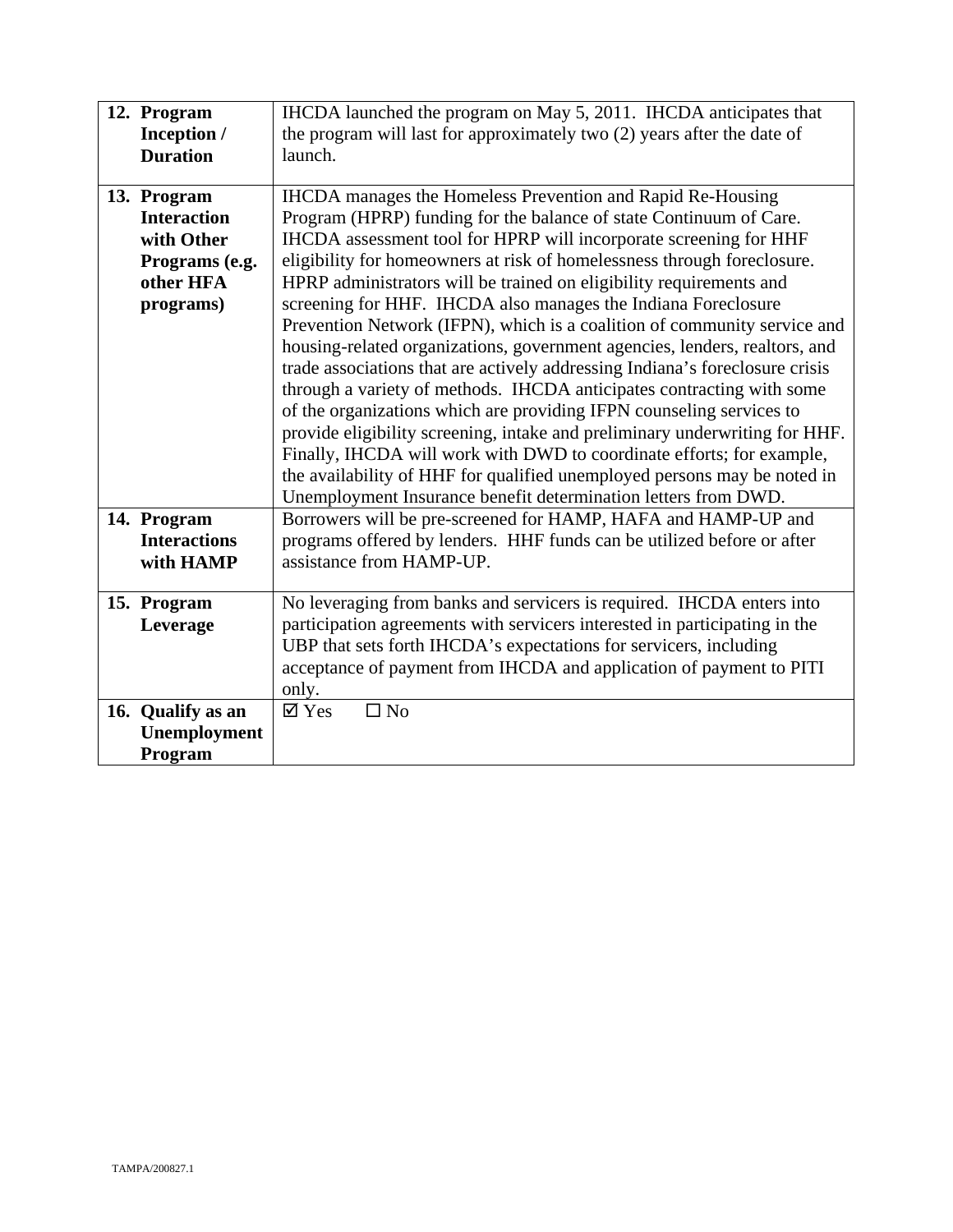| | |
|---|---|
| **12. Program Inception / Duration** | IHCDA launched the program on May 5, 2011. IHCDA anticipates that the program will last for approximately two (2) years after the date of launch. |
| **13. Program Interaction with Other Programs (e.g. other HFA programs)** | IHCDA manages the Homeless Prevention and Rapid Re-Housing Program (HPRP) funding for the balance of state Continuum of Care. IHCDA assessment tool for HPRP will incorporate screening for HHF eligibility for homeowners at risk of homelessness through foreclosure. HPRP administrators will be trained on eligibility requirements and screening for HHF. IHCDA also manages the Indiana Foreclosure Prevention Network (IFPN), which is a coalition of community service and housing-related organizations, government agencies, lenders, realtors, and trade associations that are actively addressing Indiana's foreclosure crisis through a variety of methods. IHCDA anticipates contracting with some of the organizations which are providing IFPN counseling services to provide eligibility screening, intake and preliminary underwriting for HHF. Finally, IHCDA will work with DWD to coordinate efforts; for example, the availability of HHF for qualified unemployed persons may be noted in Unemployment Insurance benefit determination letters from DWD. |
| **14. Program Interactions with HAMP** | Borrowers will be pre-screened for HAMP, HAFA and HAMP-UP and programs offered by lenders. HHF funds can be utilized before or after assistance from HAMP-UP. |
| **15. Program Leverage** | No leveraging from banks and servicers is required. IHCDA enters into participation agreements with servicers interested in participating in the UBP that sets forth IHCDA's expectations for servicers, including acceptance of payment from IHCDA and application of payment to PITI only. |
| **16. Qualify as an Unemployment Program** | ☑ Yes ☐ No |

TAMPA/200827.1